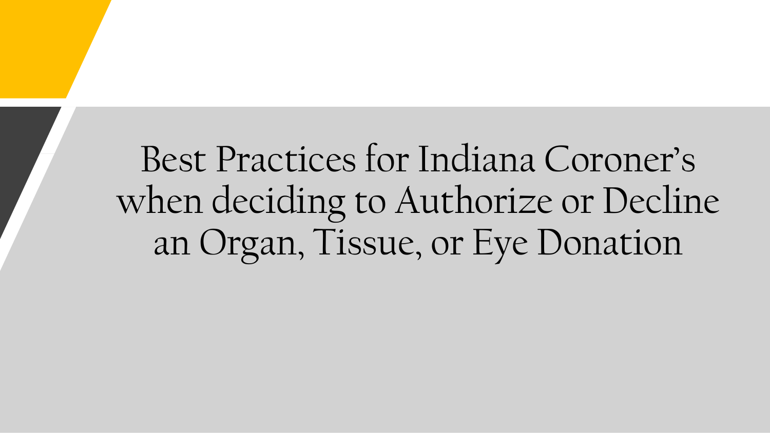# Best Practices for Indiana Coroner's when deciding to Authorize or Decline an Organ, Tissue, or Eye Donation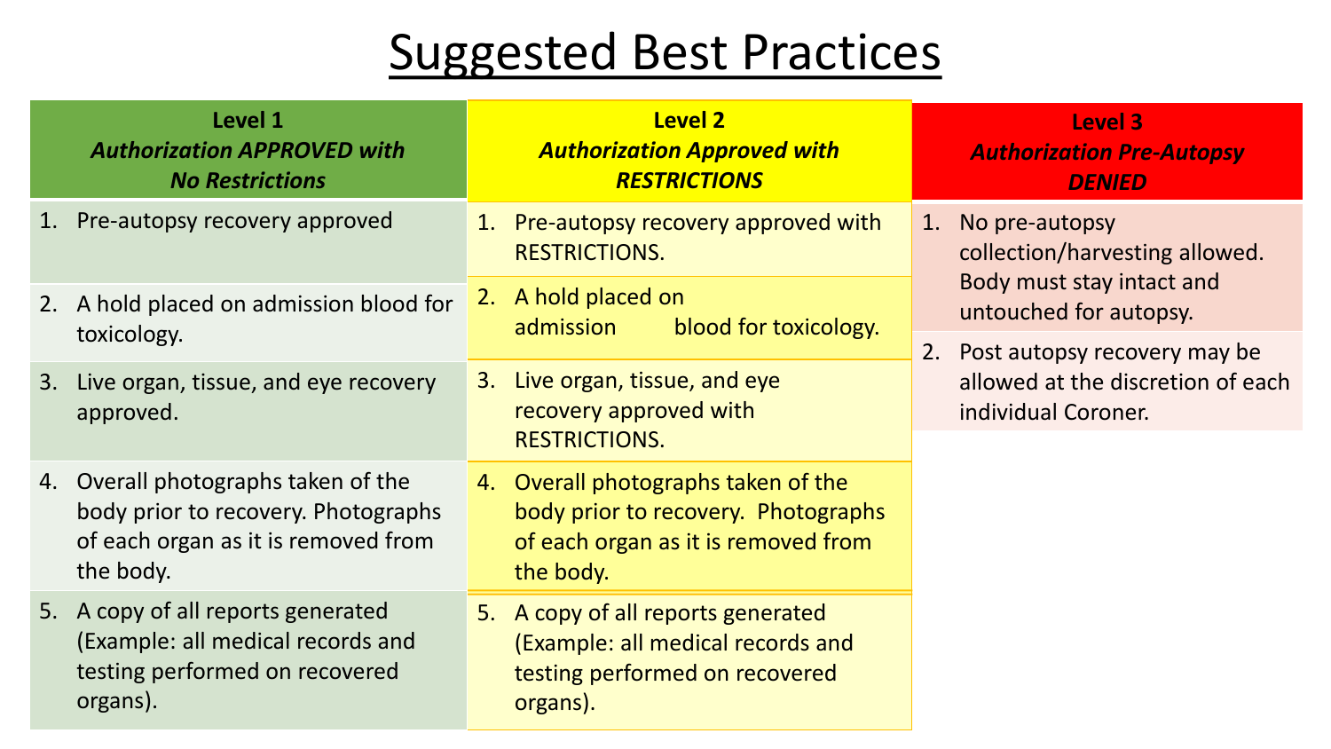# Suggested Best Practices

| **Level 1**<br>***Authorization APPROVED with No Restrictions*** | **Level 2**<br>***Authorization Approved with RESTRICTIONS*** | **Level 3**<br>***Authorization Pre-Autopsy DENIED*** |
|---|---|---|
| 1. Pre-autopsy recovery approved | 1. Pre-autopsy recovery approved with RESTRICTIONS. | 1. No pre-autopsy collection/harvesting allowed. Body must stay intact and untouched for autopsy. |
| 2. A hold placed on admission blood for toxicology. | 2. A hold placed on admission blood for toxicology. | 2. Post autopsy recovery may be allowed at the discretion of each individual Coroner. |
| 3. Live organ, tissue, and eye recovery approved. | 3. Live organ, tissue, and eye recovery approved with RESTRICTIONS. | |
| 4. Overall photographs taken of the body prior to recovery. Photographs of each organ as it is removed from the body. | 4. Overall photographs taken of the body prior to recovery. Photographs of each organ as it is removed from the body. | |
| 5. A copy of all reports generated (Example: all medical records and testing performed on recovered organs). | 5. A copy of all reports generated (Example: all medical records and testing performed on recovered organs). | |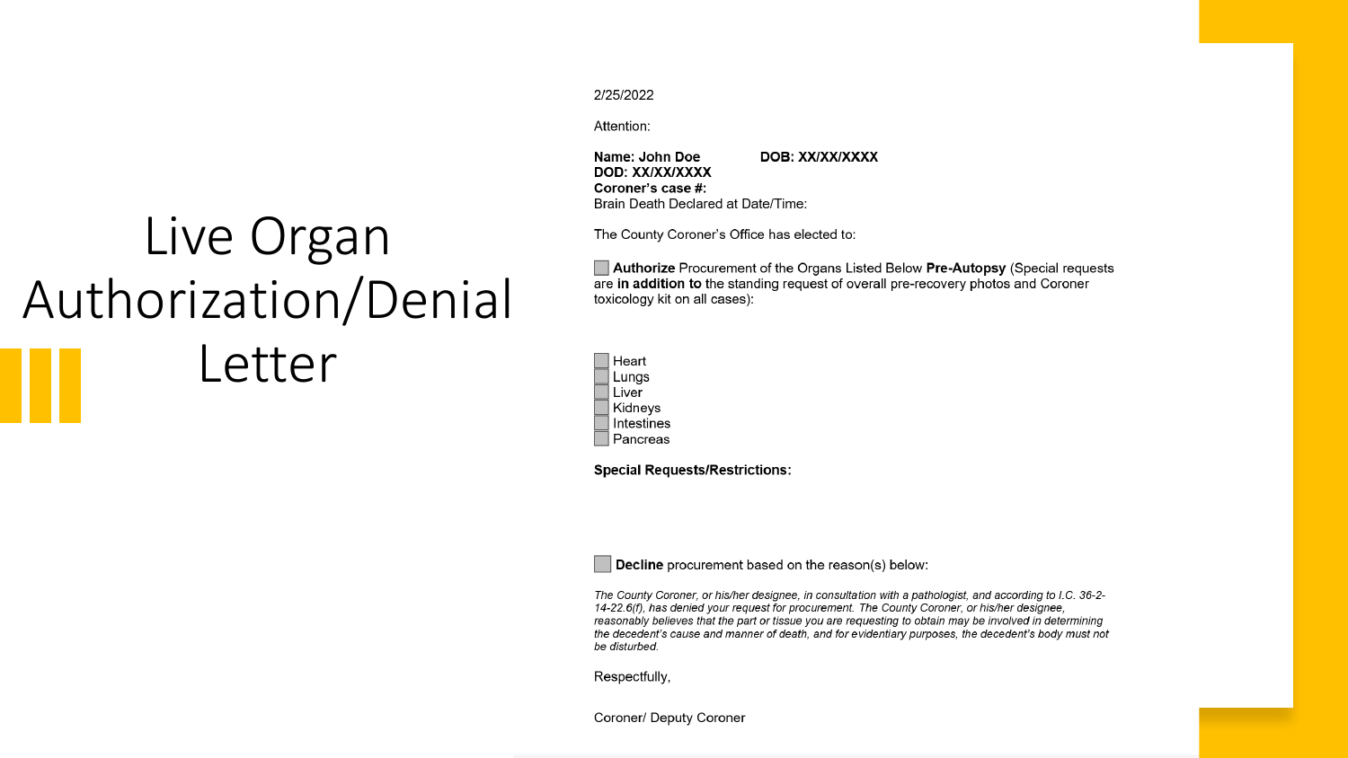# Live Organ Authorization/Denial Letter

2/25/2022

Attention:

**Name: John Doe** **DOB: XX/XX/XXXX**
**DOD: XX/XX/XXXX**
**Coroner's case #:**
Brain Death Declared at Date/Time:

The County Coroner's Office has elected to:

☐ **Authorize** Procurement of the Organs Listed Below **Pre-Autopsy** (Special requests are **in addition to** the standing request of overall pre-recovery photos and Coroner toxicology kit on all cases):

☐ Heart
☐ Lungs
☐ Liver
☐ Kidneys
☐ Intestines
☐ Pancreas

**Special Requests/Restrictions:**

☐ **Decline** procurement based on the reason(s) below:

*The County Coroner, or his/her designee, in consultation with a pathologist, and according to I.C. 36-2-14-22.6(f), has denied your request for procurement. The County Coroner, or his/her designee, reasonably believes that the part or tissue you are requesting to obtain may be involved in determining the decedent's cause and manner of death, and for evidentiary purposes, the decedent's body must not be disturbed.*

Respectfully,

Coroner/ Deputy Coroner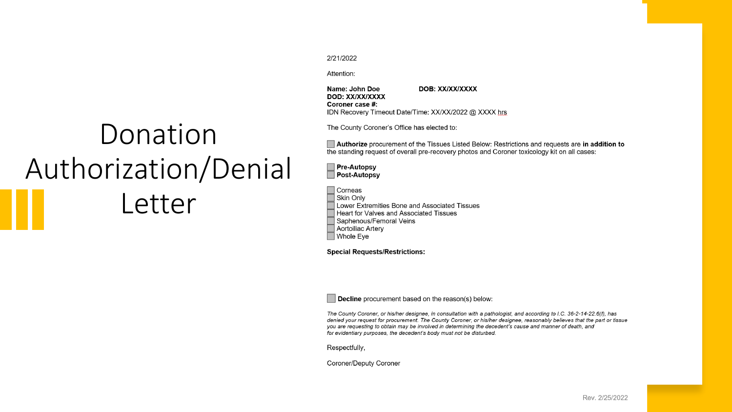# Donation Authorization/Denial Letter

2/21/2022

Attention:

**Name: John Doe** **DOB: XX/XX/XXXX**
**DOD: XX/XX/XXXX**
**Coroner case #:**
IDN Recovery Timeout Date/Time: XX/XX/2022 @ XXXX hrs

The County Coroner's Office has elected to:

☐ **Authorize** procurement of the Tissues Listed Below: Restrictions and requests are **in addition to** the standing request of overall pre-recovery photos and Coroner toxicology kit on all cases:

☐ **Pre-Autopsy**
☐ **Post-Autopsy**

☐ Corneas
☐ Skin Only
☐ Lower Extremities Bone and Associated Tissues
☐ Heart for Valves and Associated Tissues
☐ Saphenous/Femoral Veins
☐ Aortoiliac Artery
☐ Whole Eye

**Special Requests/Restrictions:**

☐ **Decline** procurement based on the reason(s) below:

*The County Coroner, or his/her designee, in consultation with a pathologist, and according to I.C. 36-2-14-22.6(f), has denied your request for procurement. The County Coroner, or his/her designee, reasonably believes that the part or tissue you are requesting to obtain may be involved in determining the decedent's cause and manner of death, and for evidentiary purposes, the decedent's body must not be disturbed.*

Respectfully,

Coroner/Deputy Coroner

Rev. 2/25/2022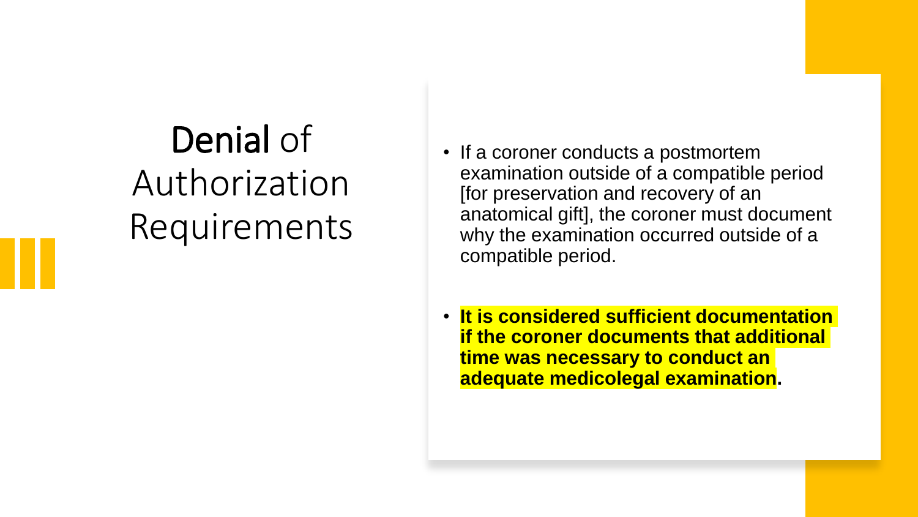# **Denial** of Authorization Requirements

- If a coroner conducts a postmortem examination outside of a compatible period [for preservation and recovery of an anatomical gift], the coroner must document why the examination occurred outside of a compatible period.

- **It is considered sufficient documentation if the coroner documents that additional time was necessary to conduct an adequate medicolegal examination.**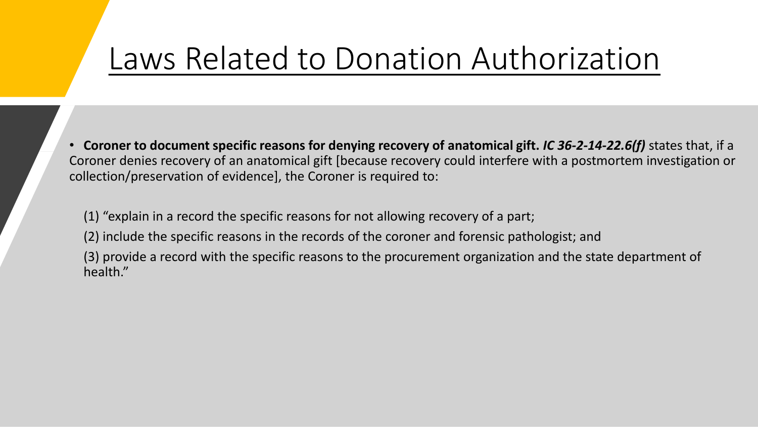# Laws Related to Donation Authorization

- **Coroner to document specific reasons for denying recovery of anatomical gift.** ***IC 36-2-14-22.6(f)*** states that, if a Coroner denies recovery of an anatomical gift [because recovery could interfere with a postmortem investigation or collection/preservation of evidence], the Coroner is required to:

  (1) "explain in a record the specific reasons for not allowing recovery of a part;

  (2) include the specific reasons in the records of the coroner and forensic pathologist; and

  (3) provide a record with the specific reasons to the procurement organization and the state department of health."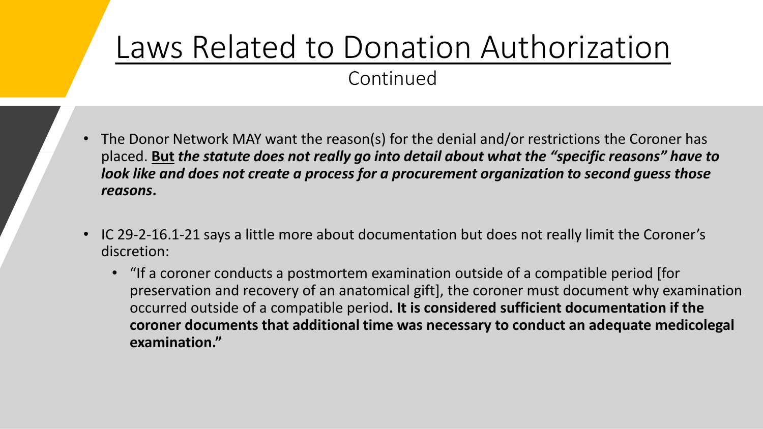# Laws Related to Donation Authorization

Continued

- The Donor Network MAY want the reason(s) for the denial and/or restrictions the Coroner has placed. **But** ***the statute does not really go into detail about what the "specific reasons" have to look like and does not create a process for a procurement organization to second guess those reasons*****.**
- IC 29-2-16.1-21 says a little more about documentation but does not really limit the Coroner's discretion:
  - "If a coroner conducts a postmortem examination outside of a compatible period [for preservation and recovery of an anatomical gift], the coroner must document why examination occurred outside of a compatible period**. It is considered sufficient documentation if the coroner documents that additional time was necessary to conduct an adequate medicolegal examination."**